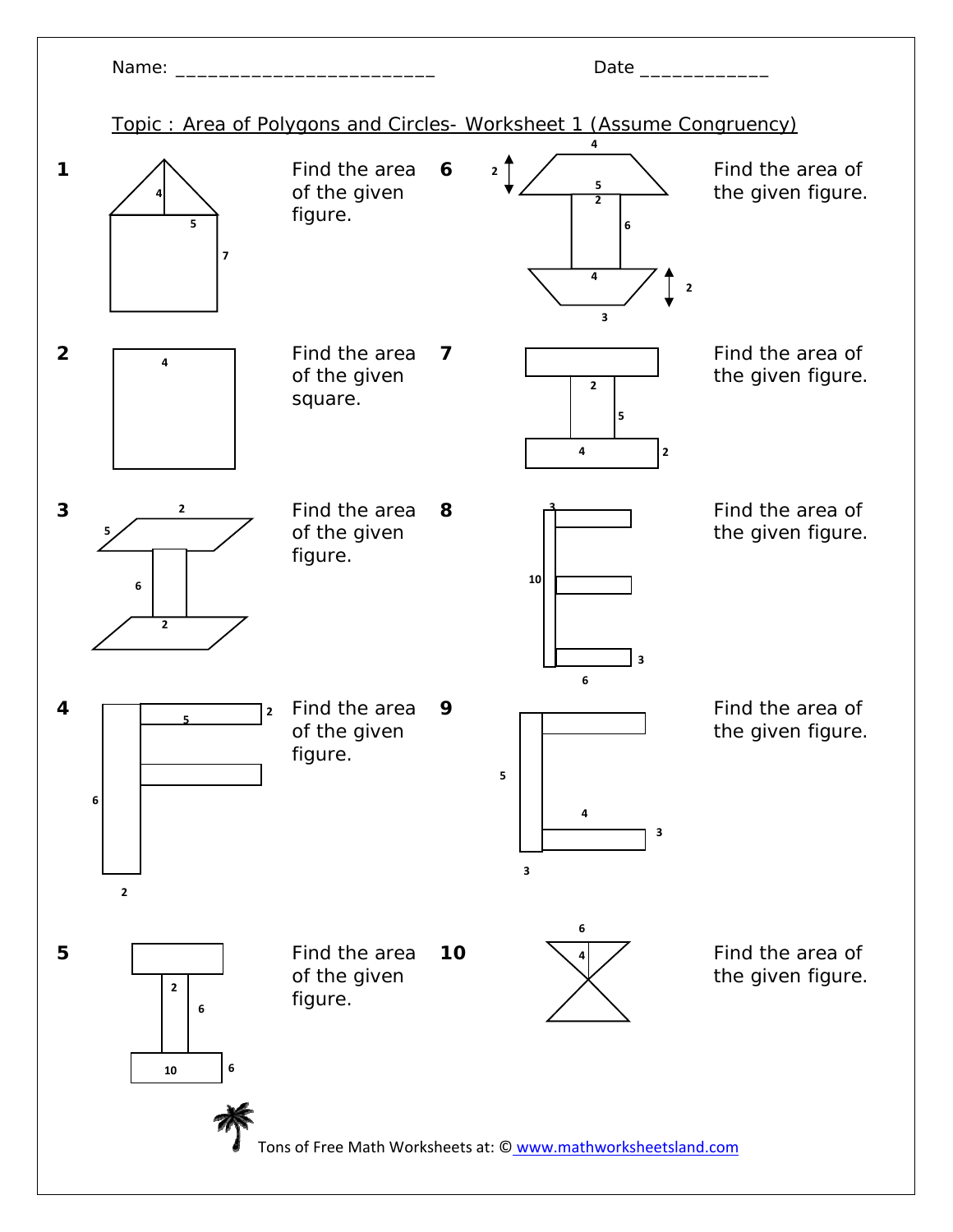Name: ________________________ Date ____________

Topic : Area of Polygons and Circles- Worksheet 1 (Assume Congruency)

**1** Find the area of the given figure.

4, 5, 7

**2** Find the area of the given square.

4

**3** Find the area of the given figure.

2, 5, 6, 2

**4** Find the area of the given figure.

5, 2, 6, 2

**5** Find the area of the given figure.

2, 6, 10, 6

**6** Find the area of the given figure.

4, 2, 5, 2, 6, 4, 2, 3

**7** Find the area of the given figure.

2, 5, 4, 2

**8** Find the area of the given figure.

3, 10, 3, 6

**9** Find the area of the given figure.

5, 4, 3, 3

**10** Find the area of the given figure.

6, 4

Tons of Free Math Worksheets at: © www.mathworksheetsland.com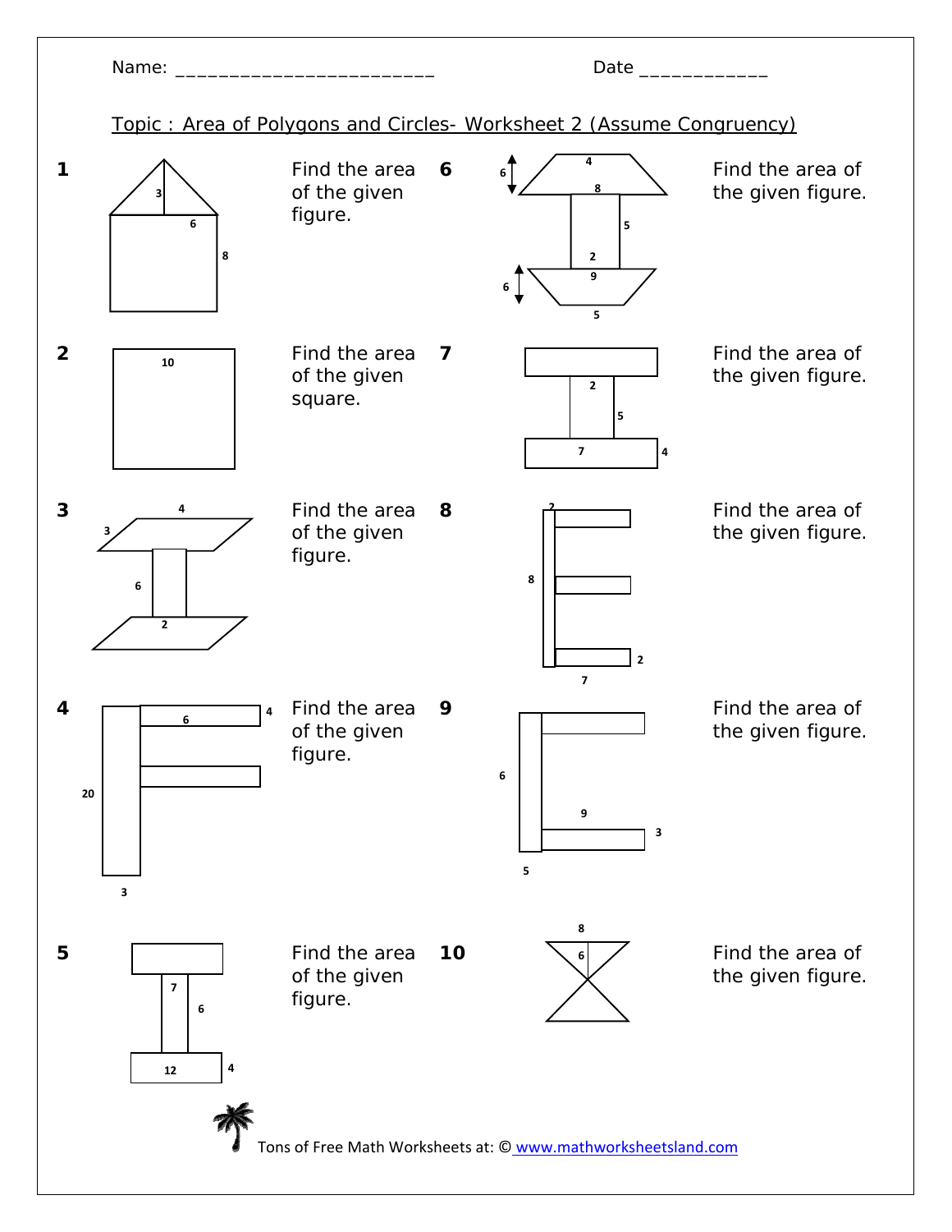Name: ________________________ Date ____________

Topic : Area of Polygons and Circles- Worksheet 2 (Assume Congruency)

**1** Find the area of the given figure.

**2** Find the area of the given square.

**3** Find the area of the given figure.

**4** Find the area of the given figure.

**5** Find the area of the given figure.

**6** Find the area of the given figure.

**7** Find the area of the given figure.

**8** Find the area of the given figure.

**9** Find the area of the given figure.

**10** Find the area of the given figure.

Tons of Free Math Worksheets at: © www.mathworksheetsland.com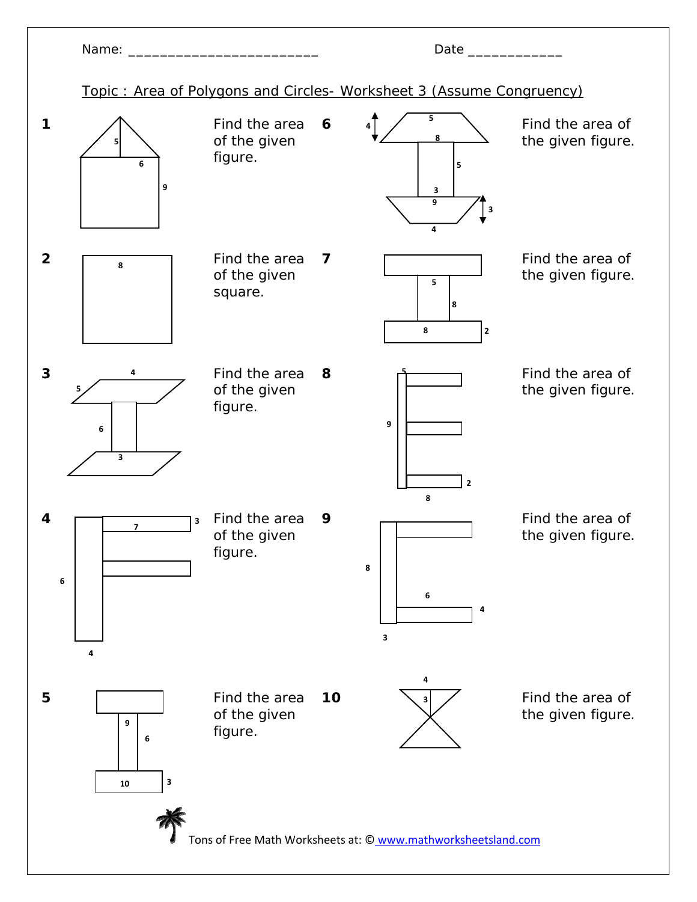Name: ________________________ Date ____________

Topic : Area of Polygons and Circles- Worksheet 3 (Assume Congruency)

**1** Find the area of the given figure.

**2** Find the area of the given square.

**3** Find the area of the given figure.

**4** Find the area of the given figure.

**5** Find the area of the given figure.

**6** Find the area of the given figure.

**7** Find the area of the given figure.

**8** Find the area of the given figure.

**9** Find the area of the given figure.

**10** Find the area of the given figure.

Tons of Free Math Worksheets at: © www.mathworksheetsland.com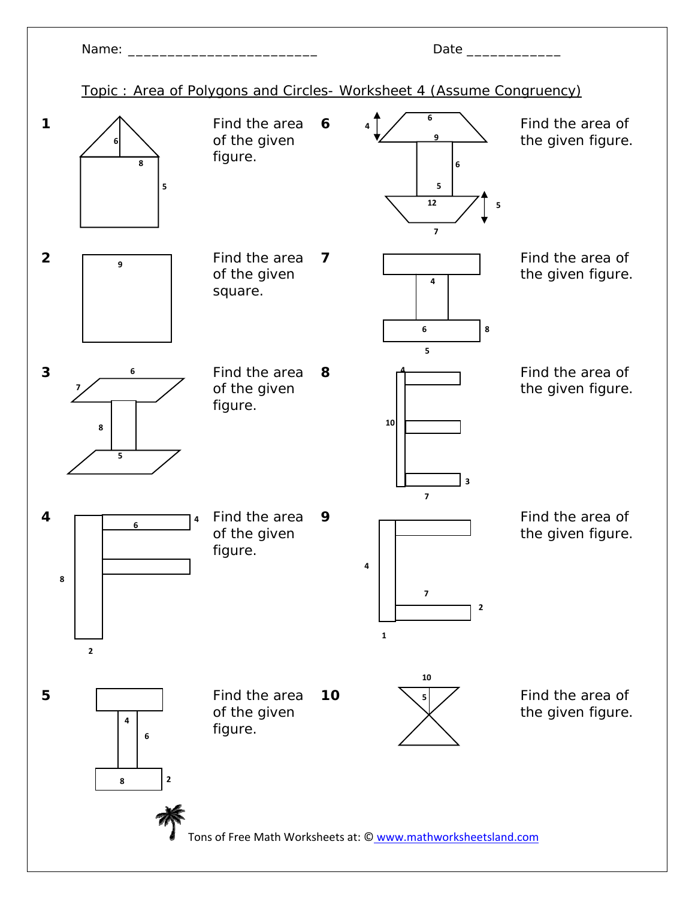Name: ________________________ Date ____________

Topic : Area of Polygons and Circles- Worksheet 4 (Assume Congruency)

**1** Find the area of the given figure.

6
8
5

**2** Find the area of the given square.

9

**3** Find the area of the given figure.

6
7
8
5

**4** Find the area of the given figure.

6
4
8
2

**5** Find the area of the given figure.

4
6
8
2

**6** Find the area of the given figure.

4
6
9
6
5
12
5
7

**7** Find the area of the given figure.

4
6
8
5

**8** Find the area of the given figure.

4
10
3
7

**9** Find the area of the given figure.

4
7
2
1

**10** Find the area of the given figure.

10
5

Tons of Free Math Worksheets at: © www.mathworksheetsland.com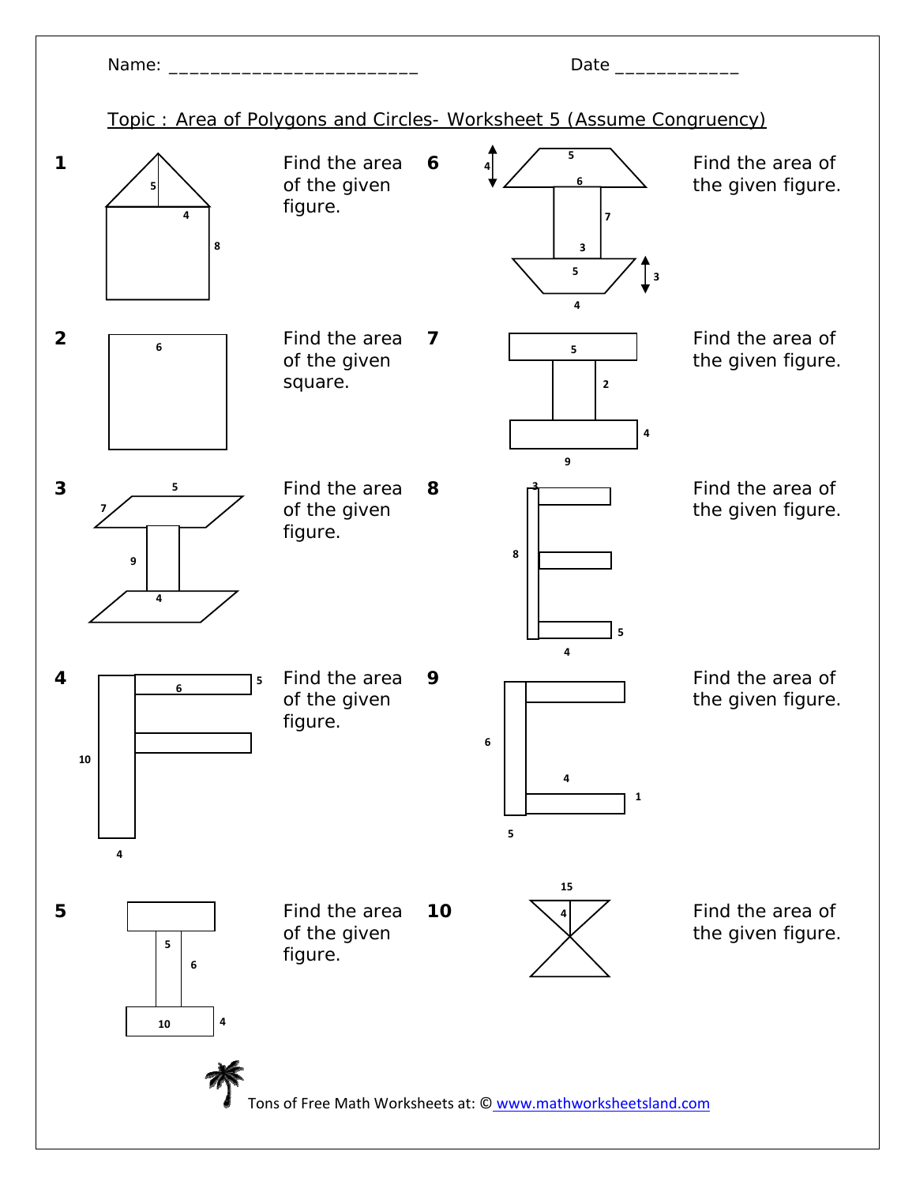Name: ________________________ Date ____________

Topic : Area of Polygons and Circles- Worksheet 5 (Assume Congruency)

**1** Find the area of the given figure.

5

4

8

**2** Find the area of the given square.

6

**3** Find the area of the given figure.

5

7

9

4

**4** Find the area of the given figure.

6

5

10

4

**5** Find the area of the given figure.

5

6

10

4

**6** Find the area of the given figure.

5

4

6

7

3

5

3

4

**7** Find the area of the given figure.

5

2

4

9

**8** Find the area of the given figure.

3

8

5

4

**9** Find the area of the given figure.

6

4

1

5

**10** Find the area of the given figure.

15

4

Tons of Free Math Worksheets at: © www.mathworksheetsland.com